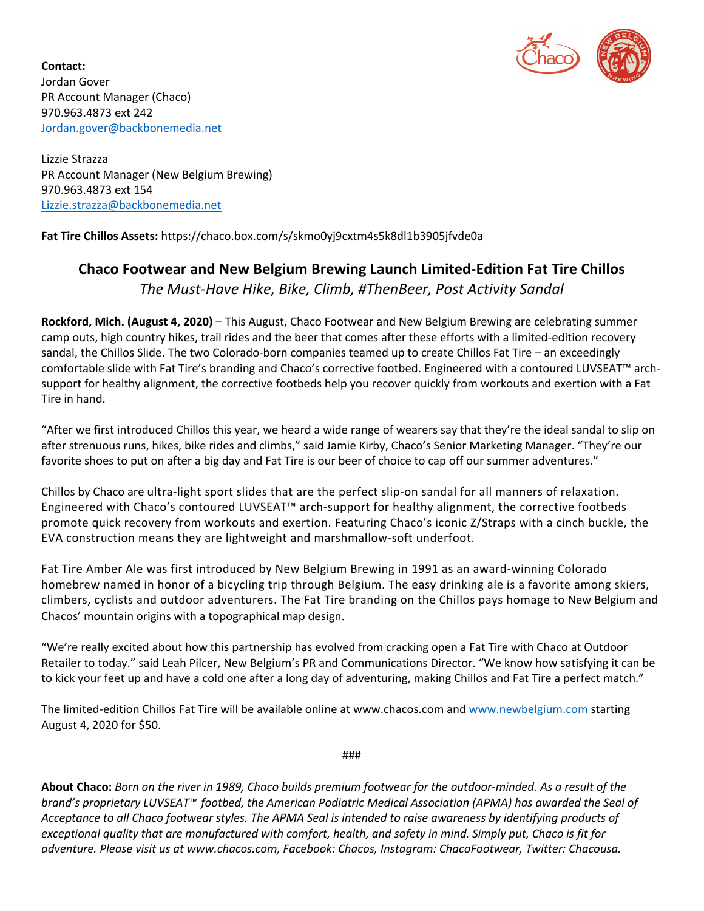**Contact:**
Jordan Gover
PR Account Manager (Chaco)
970.963.4873 ext 242
Jordan.gover@backbonemedia.net

Lizzie Strazza
PR Account Manager (New Belgium Brewing)
970.963.4873 ext 154
Lizzie.strazza@backbonemedia.net

**Fat Tire Chillos Assets:** https://chaco.box.com/s/skmo0yj9cxtm4s5k8dl1b3905jfvde0a

# Chaco Footwear and New Belgium Brewing Launch Limited-Edition Fat Tire Chillos

*The Must-Have Hike, Bike, Climb, #ThenBeer, Post Activity Sandal*

**Rockford, Mich. (August 4, 2020)** – This August, Chaco Footwear and New Belgium Brewing are celebrating summer camp outs, high country hikes, trail rides and the beer that comes after these efforts with a limited-edition recovery sandal, the Chillos Slide. The two Colorado-born companies teamed up to create Chillos Fat Tire – an exceedingly comfortable slide with Fat Tire's branding and Chaco's corrective footbed. Engineered with a contoured LUVSEAT™ arch-support for healthy alignment, the corrective footbeds help you recover quickly from workouts and exertion with a Fat Tire in hand.

"After we first introduced Chillos this year, we heard a wide range of wearers say that they're the ideal sandal to slip on after strenuous runs, hikes, bike rides and climbs," said Jamie Kirby, Chaco's Senior Marketing Manager. "They're our favorite shoes to put on after a big day and Fat Tire is our beer of choice to cap off our summer adventures."

Chillos by Chaco are ultra-light sport slides that are the perfect slip-on sandal for all manners of relaxation. Engineered with Chaco's contoured LUVSEAT™ arch-support for healthy alignment, the corrective footbeds promote quick recovery from workouts and exertion. Featuring Chaco's iconic Z/Straps with a cinch buckle, the EVA construction means they are lightweight and marshmallow-soft underfoot.

Fat Tire Amber Ale was first introduced by New Belgium Brewing in 1991 as an award-winning Colorado homebrew named in honor of a bicycling trip through Belgium. The easy drinking ale is a favorite among skiers, climbers, cyclists and outdoor adventurers. The Fat Tire branding on the Chillos pays homage to New Belgium and Chacos' mountain origins with a topographical map design.

"We're really excited about how this partnership has evolved from cracking open a Fat Tire with Chaco at Outdoor Retailer to today." said Leah Pilcer, New Belgium's PR and Communications Director. "We know how satisfying it can be to kick your feet up and have a cold one after a long day of adventuring, making Chillos and Fat Tire a perfect match."

The limited-edition Chillos Fat Tire will be available online at www.chacos.com and www.newbelgium.com starting August 4, 2020 for $50.

###

**About Chaco:** *Born on the river in 1989, Chaco builds premium footwear for the outdoor-minded. As a result of the brand's proprietary LUVSEAT™ footbed, the American Podiatric Medical Association (APMA) has awarded the Seal of Acceptance to all Chaco footwear styles. The APMA Seal is intended to raise awareness by identifying products of exceptional quality that are manufactured with comfort, health, and safety in mind. Simply put, Chaco is fit for adventure. Please visit us at www.chacos.com, Facebook: Chacos, Instagram: ChacoFootwear, Twitter: Chacousa.*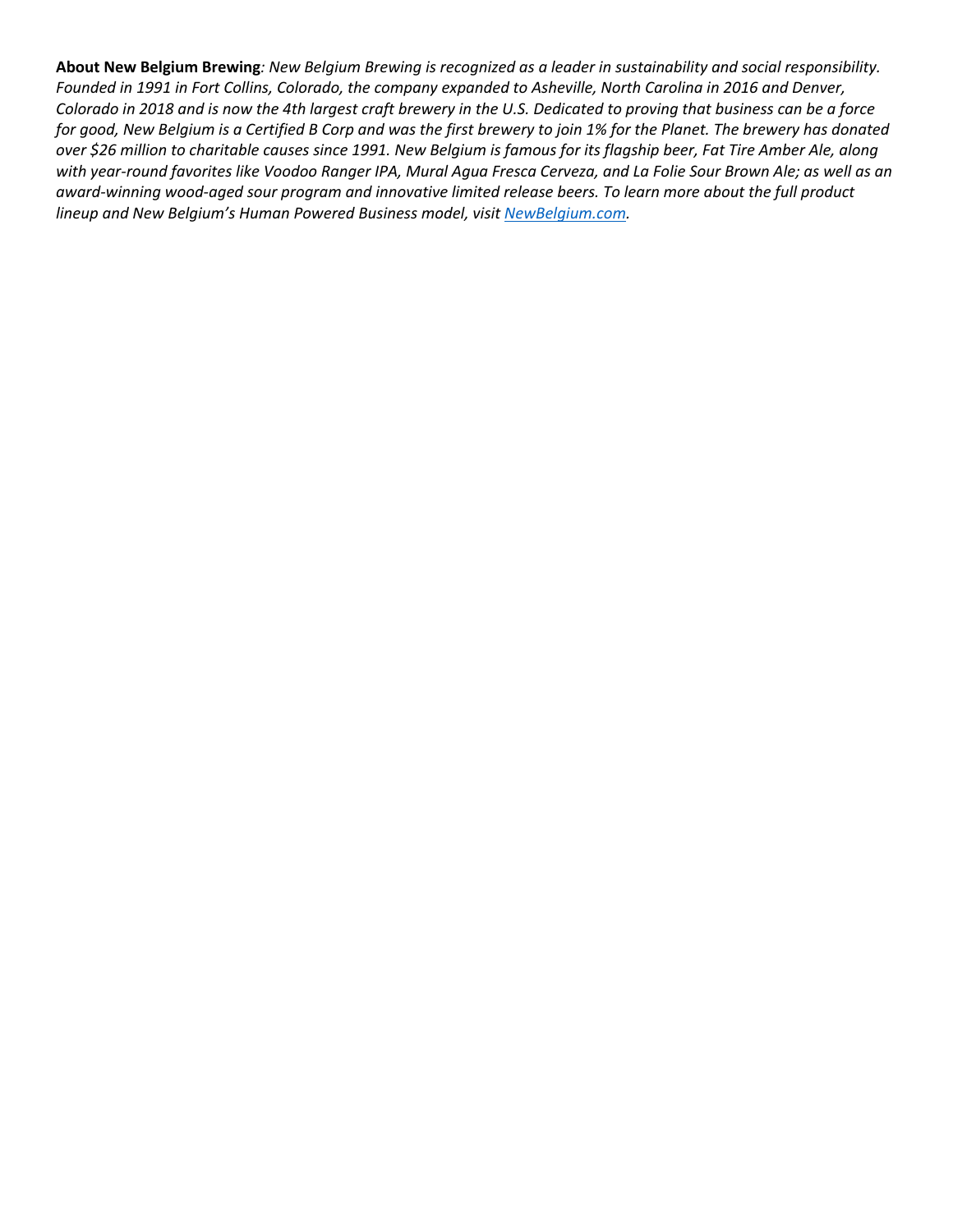**About New Belgium Brewing***: New Belgium Brewing is recognized as a leader in sustainability and social responsibility. Founded in 1991 in Fort Collins, Colorado, the company expanded to Asheville, North Carolina in 2016 and Denver, Colorado in 2018 and is now the 4th largest craft brewery in the U.S. Dedicated to proving that business can be a force for good, New Belgium is a Certified B Corp and was the first brewery to join 1% for the Planet. The brewery has donated over $26 million to charitable causes since 1991. New Belgium is famous for its flagship beer, Fat Tire Amber Ale, along with year-round favorites like Voodoo Ranger IPA, Mural Agua Fresca Cerveza, and La Folie Sour Brown Ale; as well as an award-winning wood-aged sour program and innovative limited release beers. To learn more about the full product lineup and New Belgium's Human Powered Business model, visit [NewBelgium.com](http://NewBelgium.com).*